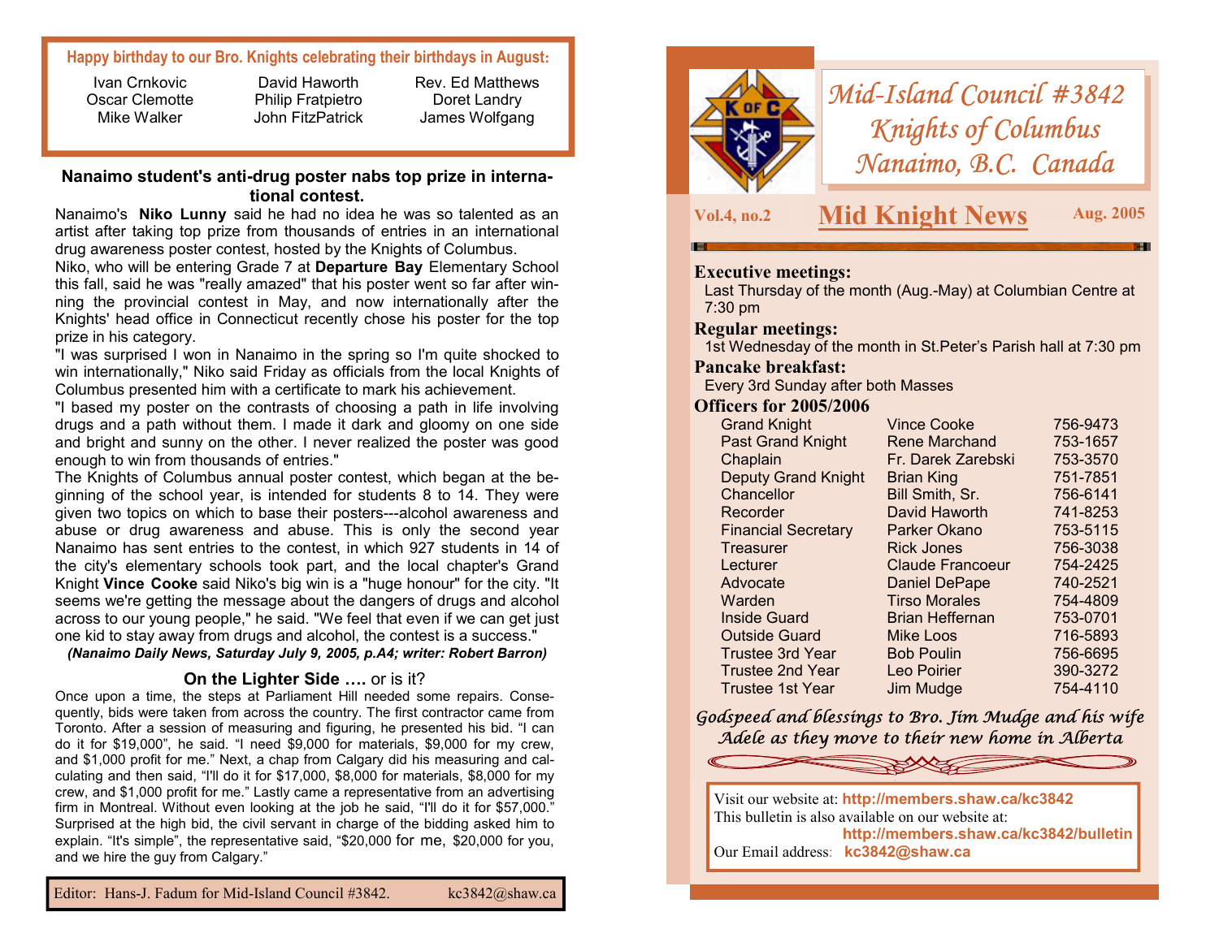**Happy birthday to our Bro. Knights celebrating their birthdays in August:**

| | | |
|---|---|---|
| Ivan Crnkovic | David Haworth | Rev. Ed Matthews |
| Oscar Clemotte | Philip Fratpietro | Doret Landry |
| Mike Walker | John FitzPatrick | James Wolfgang |

### Nanaimo student's anti-drug poster nabs top prize in international contest.

Nanaimo's **Niko Lunny** said he had no idea he was so talented as an artist after taking top prize from thousands of entries in an international drug awareness poster contest, hosted by the Knights of Columbus.

Niko, who will be entering Grade 7 at **Departure Bay** Elementary School this fall, said he was "really amazed" that his poster went so far after winning the provincial contest in May, and now internationally after the Knights' head office in Connecticut recently chose his poster for the top prize in his category.

"I was surprised I won in Nanaimo in the spring so I'm quite shocked to win internationally," Niko said Friday as officials from the local Knights of Columbus presented him with a certificate to mark his achievement.

"I based my poster on the contrasts of choosing a path in life involving drugs and a path without them. I made it dark and gloomy on one side and bright and sunny on the other. I never realized the poster was good enough to win from thousands of entries."

The Knights of Columbus annual poster contest, which began at the beginning of the school year, is intended for students 8 to 14. They were given two topics on which to base their posters---alcohol awareness and abuse or drug awareness and abuse. This is only the second year Nanaimo has sent entries to the contest, in which 927 students in 14 of the city's elementary schools took part, and the local chapter's Grand Knight **Vince Cooke** said Niko's big win is a "huge honour" for the city. "It seems we're getting the message about the dangers of drugs and alcohol across to our young people," he said. "We feel that even if we can get just one kid to stay away from drugs and alcohol, the contest is a success."

***(Nanaimo Daily News, Saturday July 9, 2005, p.A4; writer: Robert Barron)***

### **On the Lighter Side ….** or is it?

Once upon a time, the steps at Parliament Hill needed some repairs. Consequently, bids were taken from across the country. The first contractor came from Toronto. After a session of measuring and figuring, he presented his bid. "I can do it for $19,000", he said. "I need $9,000 for materials, $9,000 for my crew, and $1,000 profit for me." Next, a chap from Calgary did his measuring and calculating and then said, "I'll do it for $17,000, $8,000 for materials, $8,000 for my crew, and $1,000 profit for me." Lastly came a representative from an advertising firm in Montreal. Without even looking at the job he said, "I'll do it for $57,000." Surprised at the high bid, the civil servant in charge of the bidding asked him to explain. "It's simple", the representative said, "$20,000 for me, $20,000 for you, and we hire the guy from Calgary."

Editor: Hans-J. Fadum for Mid-Island Council #3842. kc3842@shaw.ca

# *Mid-Island Council #3842 Knights of Columbus Nanaimo, B.C. Canada*

**Vol.4, no.2** — **Mid Knight News** — **Aug. 2005**

**Executive meetings:**
Last Thursday of the month (Aug.-May) at Columbian Centre at 7:30 pm

**Regular meetings:**
1st Wednesday of the month in St.Peter's Parish hall at 7:30 pm

**Pancake breakfast:**
Every 3rd Sunday after both Masses

**Officers for 2005/2006**

| Office | Name | Phone |
|---|---|---|
| Grand Knight | Vince Cooke | 756-9473 |
| Past Grand Knight | Rene Marchand | 753-1657 |
| Chaplain | Fr. Darek Zarebski | 753-3570 |
| Deputy Grand Knight | Brian King | 751-7851 |
| Chancellor | Bill Smith, Sr. | 756-6141 |
| Recorder | David Haworth | 741-8253 |
| Financial Secretary | Parker Okano | 753-5115 |
| Treasurer | Rick Jones | 756-3038 |
| Lecturer | Claude Francoeur | 754-2425 |
| Advocate | Daniel DePape | 740-2521 |
| Warden | Tirso Morales | 754-4809 |
| Inside Guard | Brian Heffernan | 753-0701 |
| Outside Guard | Mike Loos | 716-5893 |
| Trustee 3rd Year | Bob Poulin | 756-6695 |
| Trustee 2nd Year | Leo Poirier | 390-3272 |
| Trustee 1st Year | Jim Mudge | 754-4110 |

*Godspeed and blessings to Bro. Jim Mudge and his wife Adele as they move to their new home in Alberta*

Visit our website at: **http://members.shaw.ca/kc3842**
This bulletin is also available on our website at: **http://members.shaw.ca/kc3842/bulletin**
Our Email address: **kc3842@shaw.ca**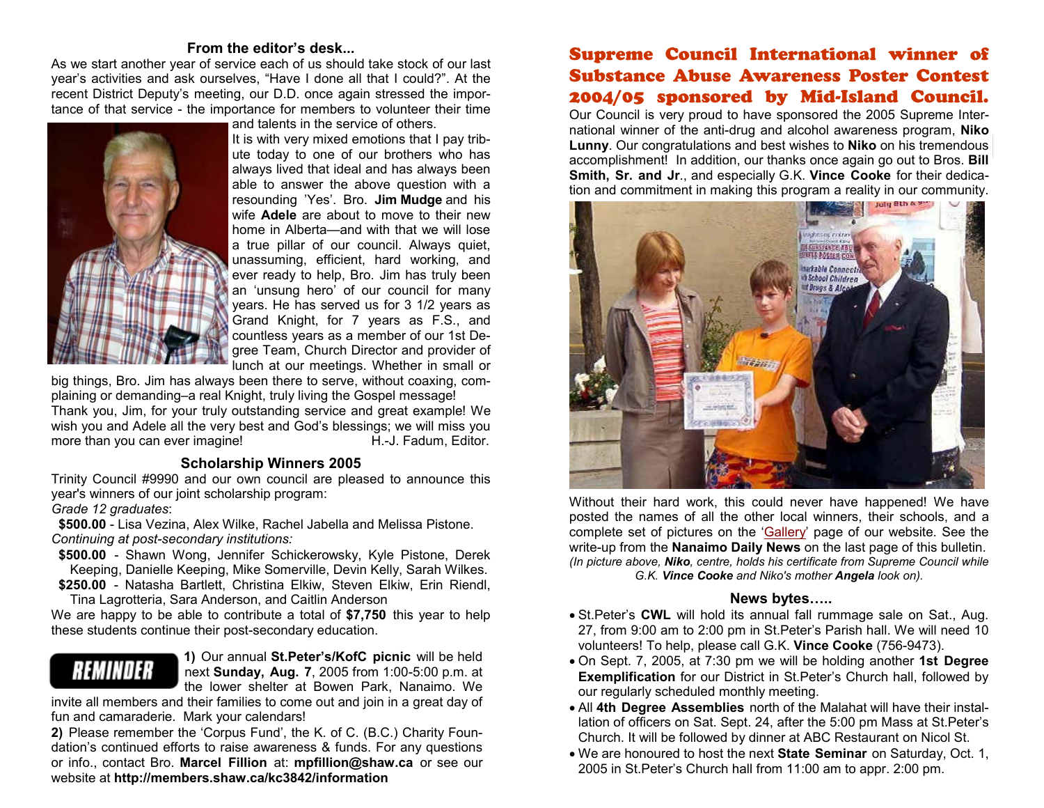### From the editor's desk...

As we start another year of service each of us should take stock of our last year's activities and ask ourselves, "Have I done all that I could?". At the recent District Deputy's meeting, our D.D. once again stressed the importance of that service - the importance for members to volunteer their time and talents in the service of others.

It is with very mixed emotions that I pay tribute today to one of our brothers who has always lived that ideal and has always been able to answer the above question with a resounding 'Yes'. Bro. **Jim Mudge** and his wife **Adele** are about to move to their new home in Alberta—and with that we will lose a true pillar of our council. Always quiet, unassuming, efficient, hard working, and ever ready to help, Bro. Jim has truly been an 'unsung hero' of our council for many years. He has served us for 3 1/2 years as Grand Knight, for 7 years as F.S., and countless years as a member of our 1st Degree Team, Church Director and provider of lunch at our meetings. Whether in small or big things, Bro. Jim has always been there to serve, without coaxing, complaining or demanding–a real Knight, truly living the Gospel message!

Thank you, Jim, for your truly outstanding service and great example! We wish you and Adele all the very best and God's blessings; we will miss you more than you can ever imagine! H.-J. Fadum, Editor.

### Scholarship Winners 2005

Trinity Council #9990 and our own council are pleased to announce this year's winners of our joint scholarship program:

*Grade 12 graduates*:

**$500.00** - Lisa Vezina, Alex Wilke, Rachel Jabella and Melissa Pistone.

*Continuing at post-secondary institutions:*

**$500.00** - Shawn Wong, Jennifer Schickerowsky, Kyle Pistone, Derek Keeping, Danielle Keeping, Mike Somerville, Devin Kelly, Sarah Wilkes.

**$250.00** - Natasha Bartlett, Christina Elkiw, Steven Elkiw, Erin Riendl, Tina Lagrotteria, Sara Anderson, and Caitlin Anderson

We are happy to be able to contribute a total of **$7,750** this year to help these students continue their post-secondary education.

**REMINDER**

**1)** Our annual **St.Peter's/KofC picnic** will be held next **Sunday, Aug. 7**, 2005 from 1:00-5:00 p.m. at the lower shelter at Bowen Park, Nanaimo. We invite all members and their families to come out and join in a great day of fun and camaraderie. Mark your calendars!

**2)** Please remember the 'Corpus Fund', the K. of C. (B.C.) Charity Foundation's continued efforts to raise awareness & funds. For any questions or info., contact Bro. **Marcel Fillion** at: **mpfillion@shaw.ca** or see our website at **http://members.shaw.ca/kc3842/information**

## Supreme Council International winner of Substance Abuse Awareness Poster Contest 2004/05 sponsored by Mid-Island Council.

Our Council is very proud to have sponsored the 2005 Supreme International winner of the anti-drug and alcohol awareness program, **Niko Lunny**. Our congratulations and best wishes to **Niko** on his tremendous accomplishment! In addition, our thanks once again go out to Bros. **Bill Smith, Sr. and Jr**., and especially G.K. **Vince Cooke** for their dedication and commitment in making this program a reality in our community.

Without their hard work, this could never have happened! We have posted the names of all the other local winners, their schools, and a complete set of pictures on the 'Gallery' page of our website. See the write-up from the **Nanaimo Daily News** on the last page of this bulletin.

*(In picture above, **Niko**, centre, holds his certificate from Supreme Council while G.K. **Vince Cooke** and Niko's mother **Angela** look on).*

### News bytes.....

- St.Peter's **CWL** will hold its annual fall rummage sale on Sat., Aug. 27, from 9:00 am to 2:00 pm in St.Peter's Parish hall. We will need 10 volunteers! To help, please call G.K. **Vince Cooke** (756-9473).
- On Sept. 7, 2005, at 7:30 pm we will be holding another **1st Degree Exemplification** for our District in St.Peter's Church hall, followed by our regularly scheduled monthly meeting.
- All **4th Degree Assemblies** north of the Malahat will have their installation of officers on Sat. Sept. 24, after the 5:00 pm Mass at St.Peter's Church. It will be followed by dinner at ABC Restaurant on Nicol St.
- We are honoured to host the next **State Seminar** on Saturday, Oct. 1, 2005 in St.Peter's Church hall from 11:00 am to appr. 2:00 pm.